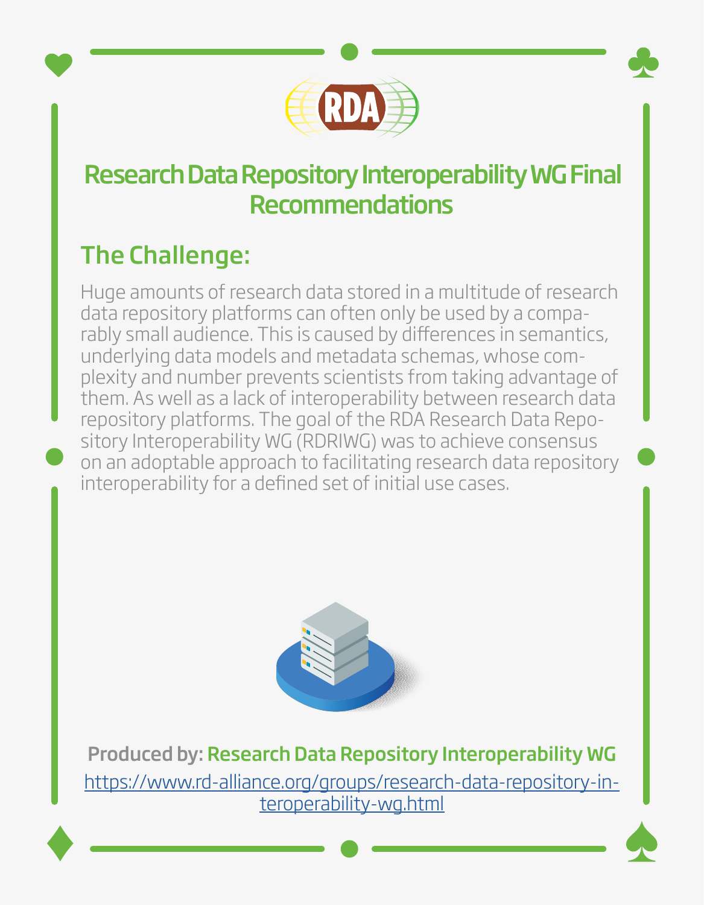# Research Data Repository Interoperability WG Final Recommendations

## The Challenge:

Huge amounts of research data stored in a multitude of research data repository platforms can often only be used by a comparably small audience. This is caused by differences in semantics, underlying data models and metadata schemas, whose complexity and number prevents scientists from taking advantage of them. As well as a lack of interoperability between research data repository platforms. The goal of the RDA Research Data Repository Interoperability WG (RDRIWG) was to achieve consensus on an adoptable approach to facilitating research data repository interoperability for a defined set of initial use cases.

**Produced by:** **Research Data Repository Interoperability WG**

https://www.rd-alliance.org/groups/research-data-repository-interoperability-wg.html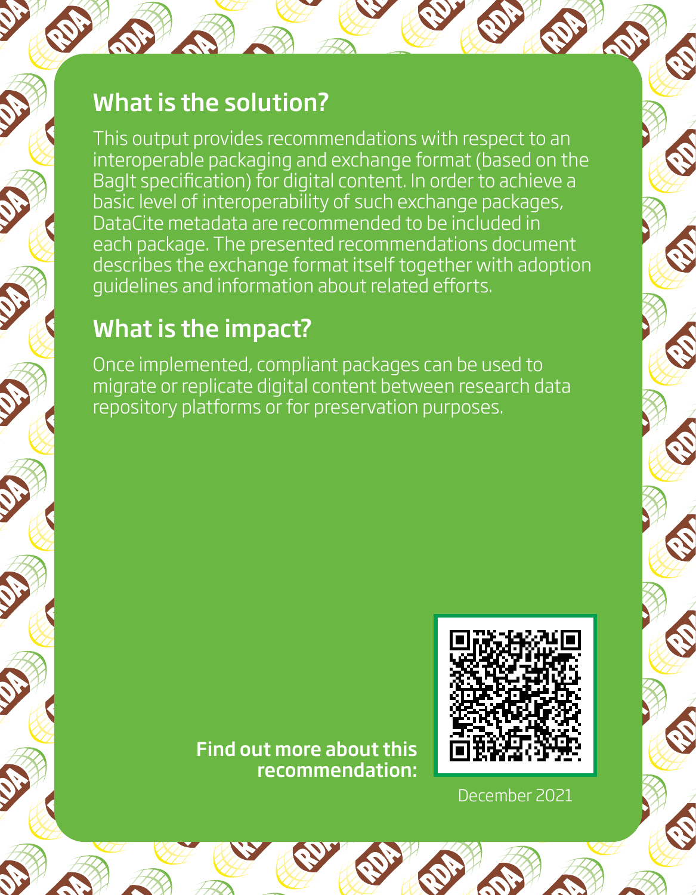## What is the solution?

This output provides recommendations with respect to an interoperable packaging and exchange format (based on the BagIt specification) for digital content. In order to achieve a basic level of interoperability of such exchange packages, DataCite metadata are recommended to be included in each package. The presented recommendations document describes the exchange format itself together with adoption guidelines and information about related efforts.

## What is the impact?

Once implemented, compliant packages can be used to migrate or replicate digital content between research data repository platforms or for preservation purposes.

**Find out more about this recommendation:**

December 2021